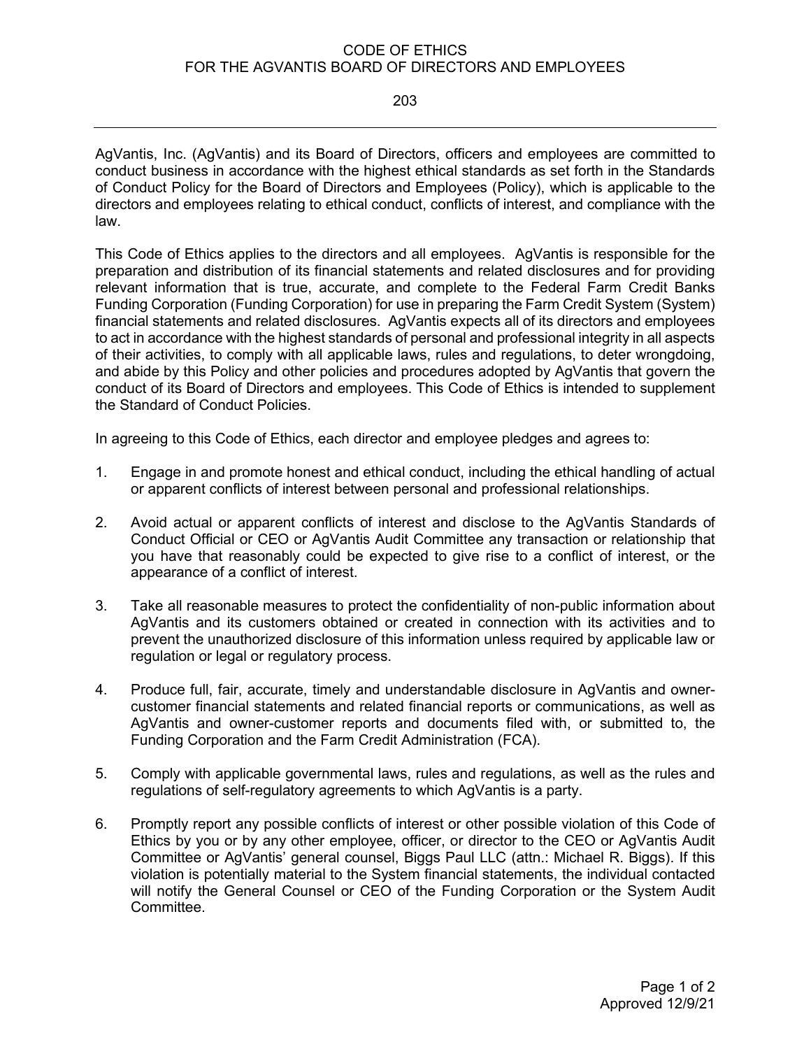# CODE OF ETHICS FOR THE AGVANTIS BOARD OF DIRECTORS AND EMPLOYEES

203

AgVantis, Inc. (AgVantis) and its Board of Directors, officers and employees are committed to conduct business in accordance with the highest ethical standards as set forth in the Standards of Conduct Policy for the Board of Directors and Employees (Policy), which is applicable to the directors and employees relating to ethical conduct, conflicts of interest, and compliance with the law.

This Code of Ethics applies to the directors and all employees. AgVantis is responsible for the preparation and distribution of its financial statements and related disclosures and for providing relevant information that is true, accurate, and complete to the Federal Farm Credit Banks Funding Corporation (Funding Corporation) for use in preparing the Farm Credit System (System) financial statements and related disclosures. AgVantis expects all of its directors and employees to act in accordance with the highest standards of personal and professional integrity in all aspects of their activities, to comply with all applicable laws, rules and regulations, to deter wrongdoing, and abide by this Policy and other policies and procedures adopted by AgVantis that govern the conduct of its Board of Directors and employees. This Code of Ethics is intended to supplement the Standard of Conduct Policies.

In agreeing to this Code of Ethics, each director and employee pledges and agrees to:

1. Engage in and promote honest and ethical conduct, including the ethical handling of actual or apparent conflicts of interest between personal and professional relationships.

2. Avoid actual or apparent conflicts of interest and disclose to the AgVantis Standards of Conduct Official or CEO or AgVantis Audit Committee any transaction or relationship that you have that reasonably could be expected to give rise to a conflict of interest, or the appearance of a conflict of interest.

3. Take all reasonable measures to protect the confidentiality of non-public information about AgVantis and its customers obtained or created in connection with its activities and to prevent the unauthorized disclosure of this information unless required by applicable law or regulation or legal or regulatory process.

4. Produce full, fair, accurate, timely and understandable disclosure in AgVantis and owner-customer financial statements and related financial reports or communications, as well as AgVantis and owner-customer reports and documents filed with, or submitted to, the Funding Corporation and the Farm Credit Administration (FCA).

5. Comply with applicable governmental laws, rules and regulations, as well as the rules and regulations of self-regulatory agreements to which AgVantis is a party.

6. Promptly report any possible conflicts of interest or other possible violation of this Code of Ethics by you or by any other employee, officer, or director to the CEO or AgVantis Audit Committee or AgVantis' general counsel, Biggs Paul LLC (attn.: Michael R. Biggs). If this violation is potentially material to the System financial statements, the individual contacted will notify the General Counsel or CEO of the Funding Corporation or the System Audit Committee.

Approved 12/9/21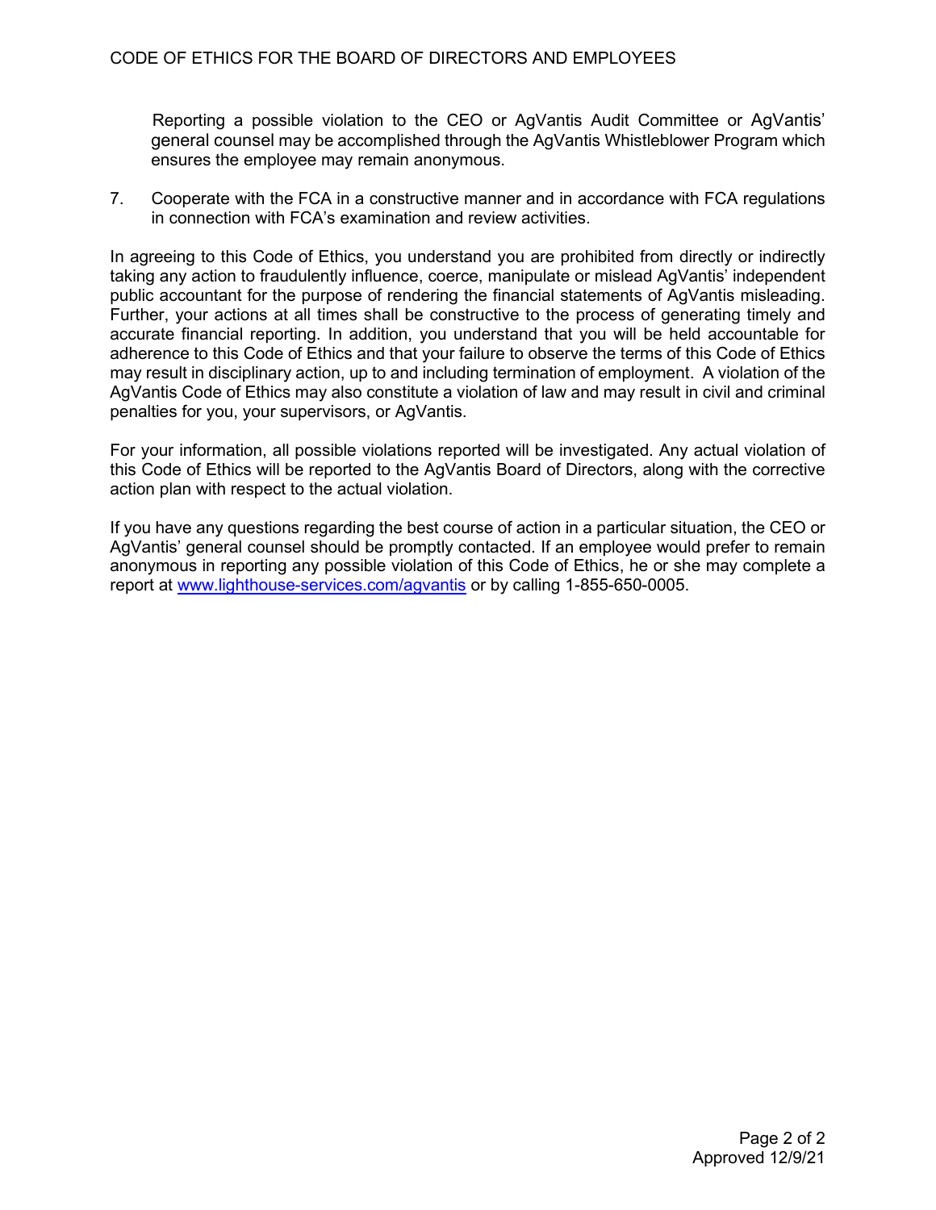Reporting a possible violation to the CEO or AgVantis Audit Committee or AgVantis' general counsel may be accomplished through the AgVantis Whistleblower Program which ensures the employee may remain anonymous.

7. Cooperate with the FCA in a constructive manner and in accordance with FCA regulations in connection with FCA's examination and review activities.

In agreeing to this Code of Ethics, you understand you are prohibited from directly or indirectly taking any action to fraudulently influence, coerce, manipulate or mislead AgVantis' independent public accountant for the purpose of rendering the financial statements of AgVantis misleading. Further, your actions at all times shall be constructive to the process of generating timely and accurate financial reporting. In addition, you understand that you will be held accountable for adherence to this Code of Ethics and that your failure to observe the terms of this Code of Ethics may result in disciplinary action, up to and including termination of employment. A violation of the AgVantis Code of Ethics may also constitute a violation of law and may result in civil and criminal penalties for you, your supervisors, or AgVantis.

For your information, all possible violations reported will be investigated. Any actual violation of this Code of Ethics will be reported to the AgVantis Board of Directors, along with the corrective action plan with respect to the actual violation.

If you have any questions regarding the best course of action in a particular situation, the CEO or AgVantis' general counsel should be promptly contacted. If an employee would prefer to remain anonymous in reporting any possible violation of this Code of Ethics, he or she may complete a report at www.lighthouse-services.com/agvantis or by calling 1-855-650-0005.

Approved 12/9/21